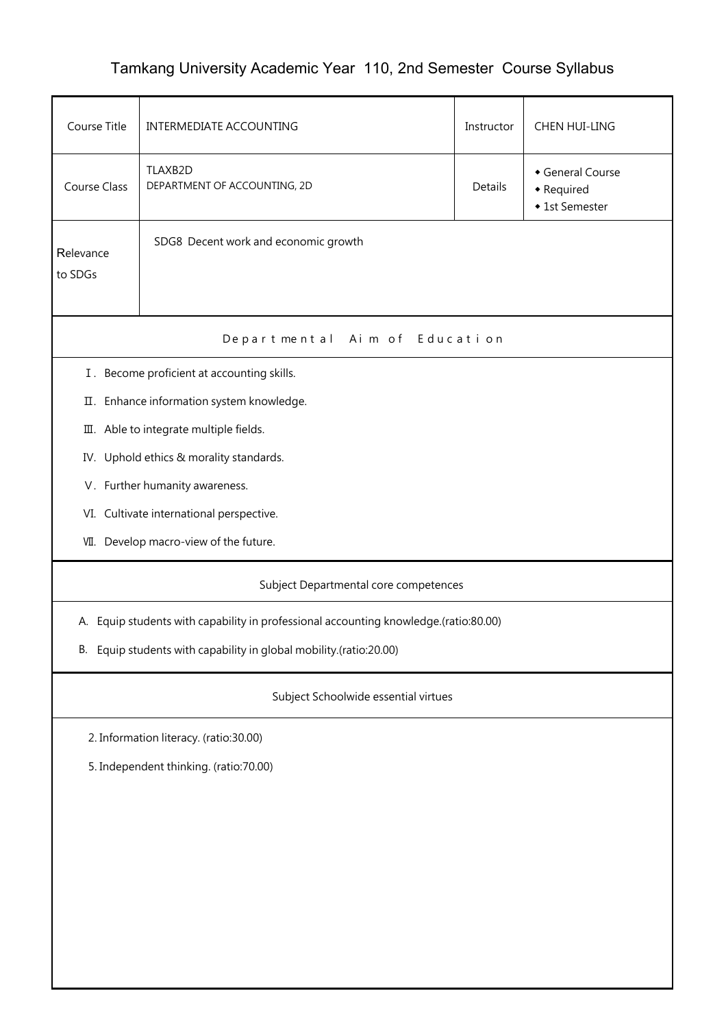# Tamkang University Academic Year 110, 2nd Semester Course Syllabus

| Course Title | INTERMEDIATE ACCOUNTING | Instructor | CHEN HUI-LING |
|---|---|---|---|
| Course Class | TLAXB2D<br>DEPARTMENT OF ACCOUNTING, 2D | Details | ◆ General Course<br>◆ Required<br>◆ 1st Semester |
| Relevance to SDGs | SDG8 Decent work and economic growth | | |

## Departmental Aim of Education

Ⅰ. Become proficient at accounting skills.

Ⅱ. Enhance information system knowledge.

Ⅲ. Able to integrate multiple fields.

Ⅳ. Uphold ethics & morality standards.

Ⅴ. Further humanity awareness.

Ⅵ. Cultivate international perspective.

Ⅶ. Develop macro-view of the future.

## Subject Departmental core competences

A. Equip students with capability in professional accounting knowledge.(ratio:80.00)

B. Equip students with capability in global mobility.(ratio:20.00)

## Subject Schoolwide essential virtues

2. Information literacy. (ratio:30.00)

5. Independent thinking. (ratio:70.00)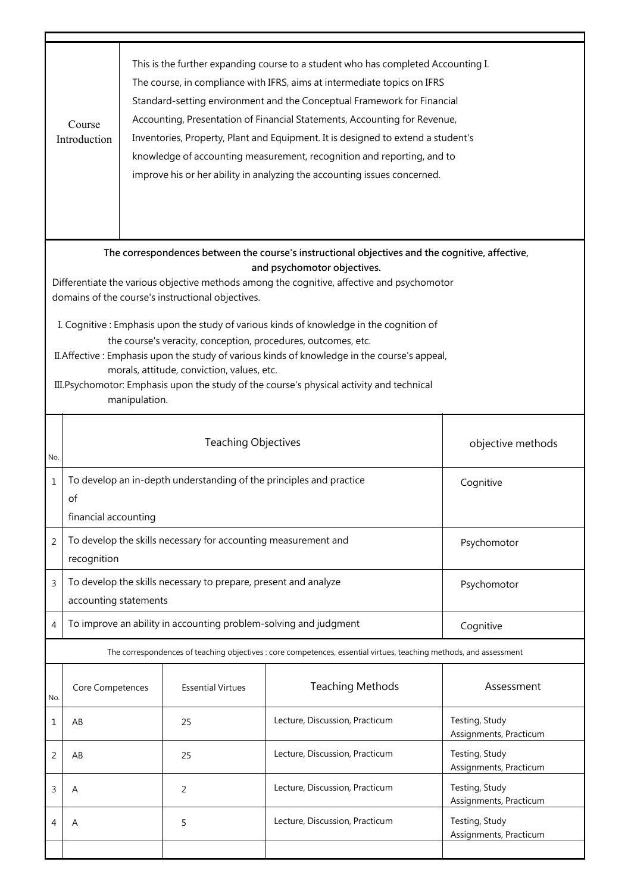| Course Introduction | This is the further expanding course to a student who has completed Accounting I. The course, in compliance with IFRS, aims at intermediate topics on IFRS Standard-setting environment and the Conceptual Framework for Financial Accounting, Presentation of Financial Statements, Accounting for Revenue, Inventories, Property, Plant and Equipment. It is designed to extend a student's knowledge of accounting measurement, recognition and reporting, and to improve his or her ability in analyzing the accounting issues concerned. |
|---|---|

**The correspondences between the course's instructional objectives and the cognitive, affective, and psychomotor objectives.**

Differentiate the various objective methods among the cognitive, affective and psychomotor domains of the course's instructional objectives.

I. Cognitive : Emphasis upon the study of various kinds of knowledge in the cognition of the course's veracity, conception, procedures, outcomes, etc.

II.Affective : Emphasis upon the study of various kinds of knowledge in the course's appeal, morals, attitude, conviction, values, etc.

III.Psychomotor: Emphasis upon the study of the course's physical activity and technical manipulation.

| No. | Teaching Objectives | objective methods |
|---|---|---|
| 1 | To develop an in-depth understanding of the principles and practice of financial accounting | Cognitive |
| 2 | To develop the skills necessary for accounting measurement and recognition | Psychomotor |
| 3 | To develop the skills necessary to prepare, present and analyze accounting statements | Psychomotor |
| 4 | To improve an ability in accounting problem-solving and judgment | Cognitive |

The correspondences of teaching objectives : core competences, essential virtues, teaching methods, and assessment

| No. | Core Competences | Essential Virtues | Teaching Methods | Assessment |
|---|---|---|---|---|
| 1 | AB | 25 | Lecture, Discussion, Practicum | Testing, Study Assignments, Practicum |
| 2 | AB | 25 | Lecture, Discussion, Practicum | Testing, Study Assignments, Practicum |
| 3 | A | 2 | Lecture, Discussion, Practicum | Testing, Study Assignments, Practicum |
| 4 | A | 5 | Lecture, Discussion, Practicum | Testing, Study Assignments, Practicum |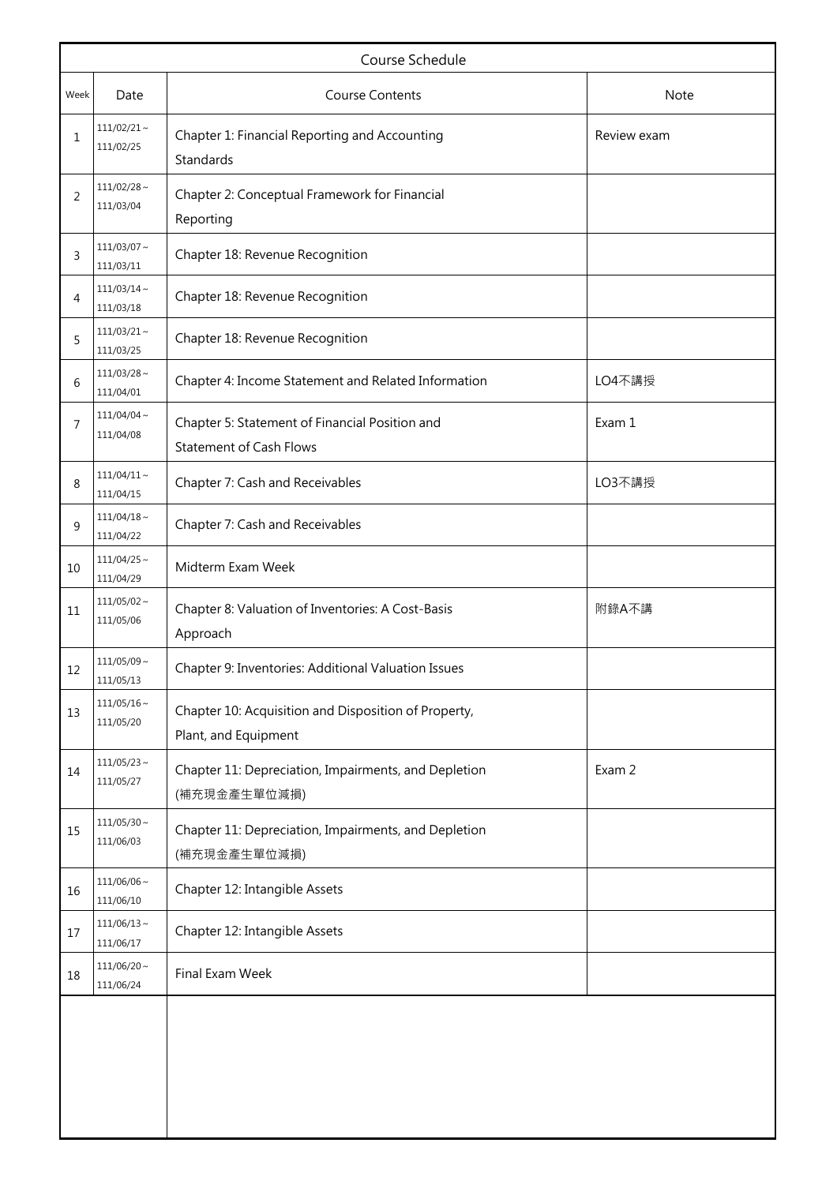## Course Schedule

| Week | Date | Course Contents | Note |
|---|---|---|---|
| 1 | 111/02/21 ~ 111/02/25 | Chapter 1: Financial Reporting and Accounting Standards | Review exam |
| 2 | 111/02/28 ~ 111/03/04 | Chapter 2: Conceptual Framework for Financial Reporting | |
| 3 | 111/03/07 ~ 111/03/11 | Chapter 18: Revenue Recognition | |
| 4 | 111/03/14 ~ 111/03/18 | Chapter 18: Revenue Recognition | |
| 5 | 111/03/21 ~ 111/03/25 | Chapter 18: Revenue Recognition | |
| 6 | 111/03/28 ~ 111/04/01 | Chapter 4: Income Statement and Related Information | LO4不講授 |
| 7 | 111/04/04 ~ 111/04/08 | Chapter 5: Statement of Financial Position and Statement of Cash Flows | Exam 1 |
| 8 | 111/04/11 ~ 111/04/15 | Chapter 7: Cash and Receivables | LO3不講授 |
| 9 | 111/04/18 ~ 111/04/22 | Chapter 7: Cash and Receivables | |
| 10 | 111/04/25 ~ 111/04/29 | Midterm Exam Week | |
| 11 | 111/05/02 ~ 111/05/06 | Chapter 8: Valuation of Inventories: A Cost-Basis Approach | 附錄A不講 |
| 12 | 111/05/09 ~ 111/05/13 | Chapter 9: Inventories: Additional Valuation Issues | |
| 13 | 111/05/16 ~ 111/05/20 | Chapter 10: Acquisition and Disposition of Property, Plant, and Equipment | |
| 14 | 111/05/23 ~ 111/05/27 | Chapter 11: Depreciation, Impairments, and Depletion (補充現金產生單位減損) | Exam 2 |
| 15 | 111/05/30 ~ 111/06/03 | Chapter 11: Depreciation, Impairments, and Depletion (補充現金產生單位減損) | |
| 16 | 111/06/06 ~ 111/06/10 | Chapter 12: Intangible Assets | |
| 17 | 111/06/13 ~ 111/06/17 | Chapter 12: Intangible Assets | |
| 18 | 111/06/20 ~ 111/06/24 | Final Exam Week | |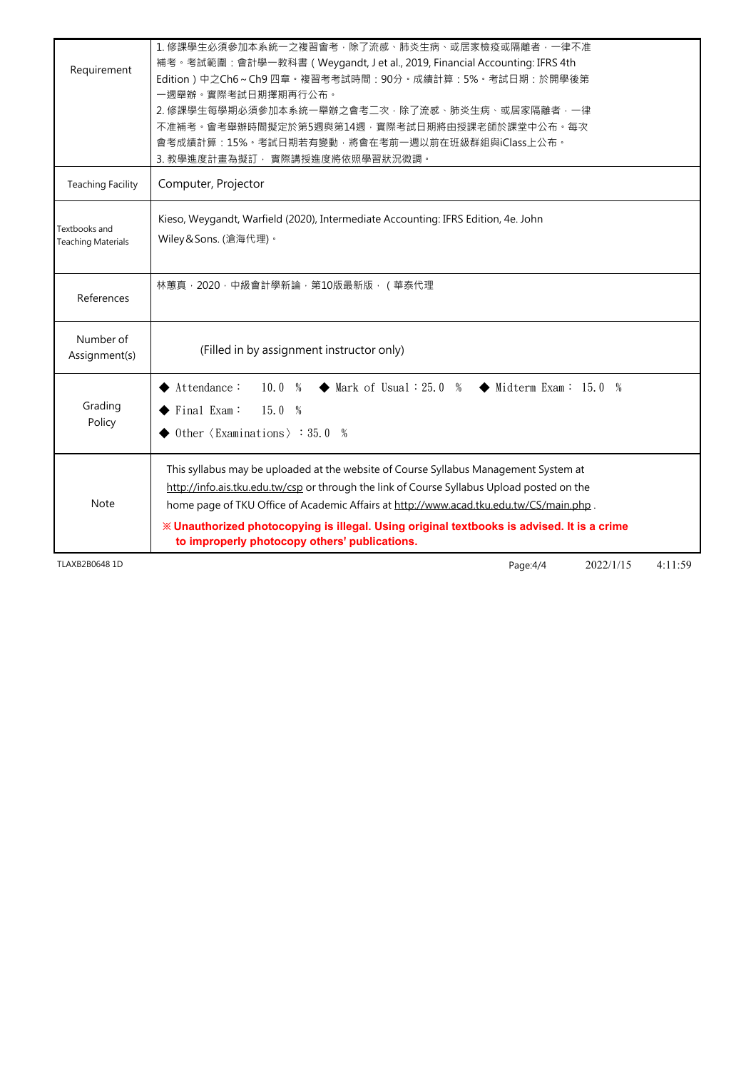| | |
|---|---|
| Requirement | 1. 修課學生必須參加本系統一之複習會考，除了流感、肺炎生病、或居家檢疫或隔離者，一律不准補考。考試範圍：會計學一教科書（Weygandt, J et al., 2019, Financial Accounting: IFRS 4th Edition）中之Ch6～Ch9 四章。複習考考試時間：90分。成績計算：5%。考試日期：於開學後第一週舉辦。實際考試日期擇期再行公布。<br>2. 修課學生每學期必須參加本系統一舉辦之會考二次，除了流感、肺炎生病、或居家隔離者，一律不准補考。會考舉辦時間擬定於第5週與第14週，實際考試日期將由授課老師於課堂中公布。每次會考成績計算：15%。考試日期若有變動，將會在考前一週以前在班級群組與iClass上公布。<br>3. 教學進度計畫為擬訂， 實際講授進度將依照學習狀況微調。 |
| Teaching Facility | Computer, Projector |
| Textbooks and Teaching Materials | Kieso, Weygandt, Warfield (2020), Intermediate Accounting: IFRS Edition, 4e. John Wiley＆Sons. (滄海代理)。 |
| References | 林蕙真，2020，中級會計學新論，第10版最新版，（華泰代理 |
| Number of Assignment(s) | (Filled in by assignment instructor only) |
| Grading Policy | ◆ Attendance： 10.0 % ◆ Mark of Usual：25.0 % ◆ Midterm Exam： 15.0 %<br>◆ Final Exam： 15.0 %<br>◆ Other〈Examinations〉：35.0 % |
| Note | This syllabus may be uploaded at the website of Course Syllabus Management System at http://info.ais.tku.edu.tw/csp or through the link of Course Syllabus Upload posted on the home page of TKU Office of Academic Affairs at http://www.acad.tku.edu.tw/CS/main.php .<br>**※ Unauthorized photocopying is illegal. Using original textbooks is advised. It is a crime to improperly photocopy others' publications.** |

TLAXB2B0648 1D 2022/1/15 4:11:59